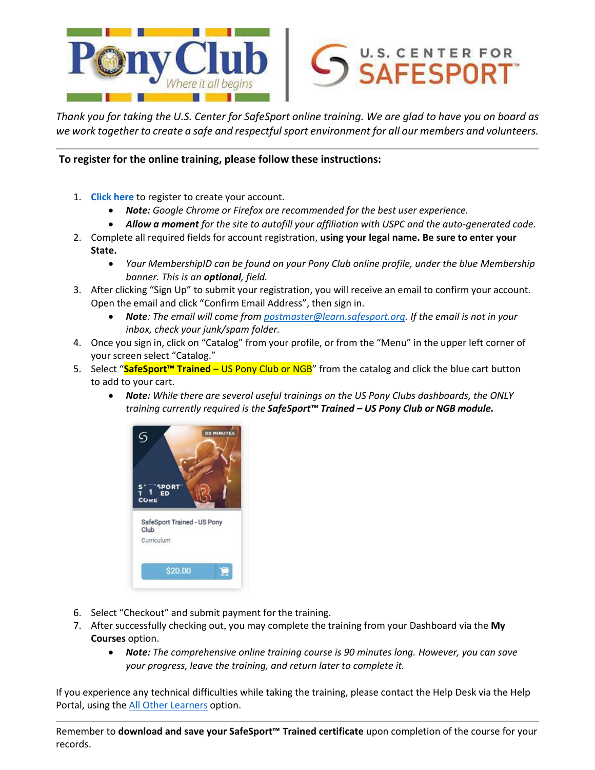*Thank you for taking the U.S. Center for SafeSport online training. We are glad to have you on board as we work together to create a safe and respectful sport environment for all our members and volunteers.*

---

**To register for the online training, please follow these instructions:**

1. Click here to register to create your account.
   - ***Note:*** *Google Chrome or Firefox are recommended for the best user experience.*
   - ***Allow a moment*** *for the site to autofill your affiliation with USPC and the auto-generated code.*
2. Complete all required fields for account registration, **using your legal name. Be sure to enter your State.**
   - *Your MembershipID can be found on your Pony Club online profile, under the blue Membership banner. This is an **optional**, field.*
3. After clicking "Sign Up" to submit your registration, you will receive an email to confirm your account. Open the email and click "Confirm Email Address", then sign in.
   - ***Note***: *The email will come from postmaster@learn.safesport.org. If the email is not in your inbox, check your junk/spam folder.*
4. Once you sign in, click on "Catalog" from your profile, or from the "Menu" in the upper left corner of your screen select "Catalog."
5. Select "**SafeSport™ Trained** – US Pony Club or NGB" from the catalog and click the blue cart button to add to your cart.
   - ***Note:*** *While there are several useful trainings on the US Pony Clubs dashboards, the ONLY training currently required is the **SafeSport™ Trained – US Pony Club or NGB module.***
6. Select "Checkout" and submit payment for the training.
7. After successfully checking out, you may complete the training from your Dashboard via the **My Courses** option.
   - ***Note:*** *The comprehensive online training course is 90 minutes long. However, you can save your progress, leave the training, and return later to complete it.*

If you experience any technical difficulties while taking the training, please contact the Help Desk via the Help Portal, using the All Other Learners option.

---

Remember to **download and save your SafeSport™ Trained certificate** upon completion of the course for your records.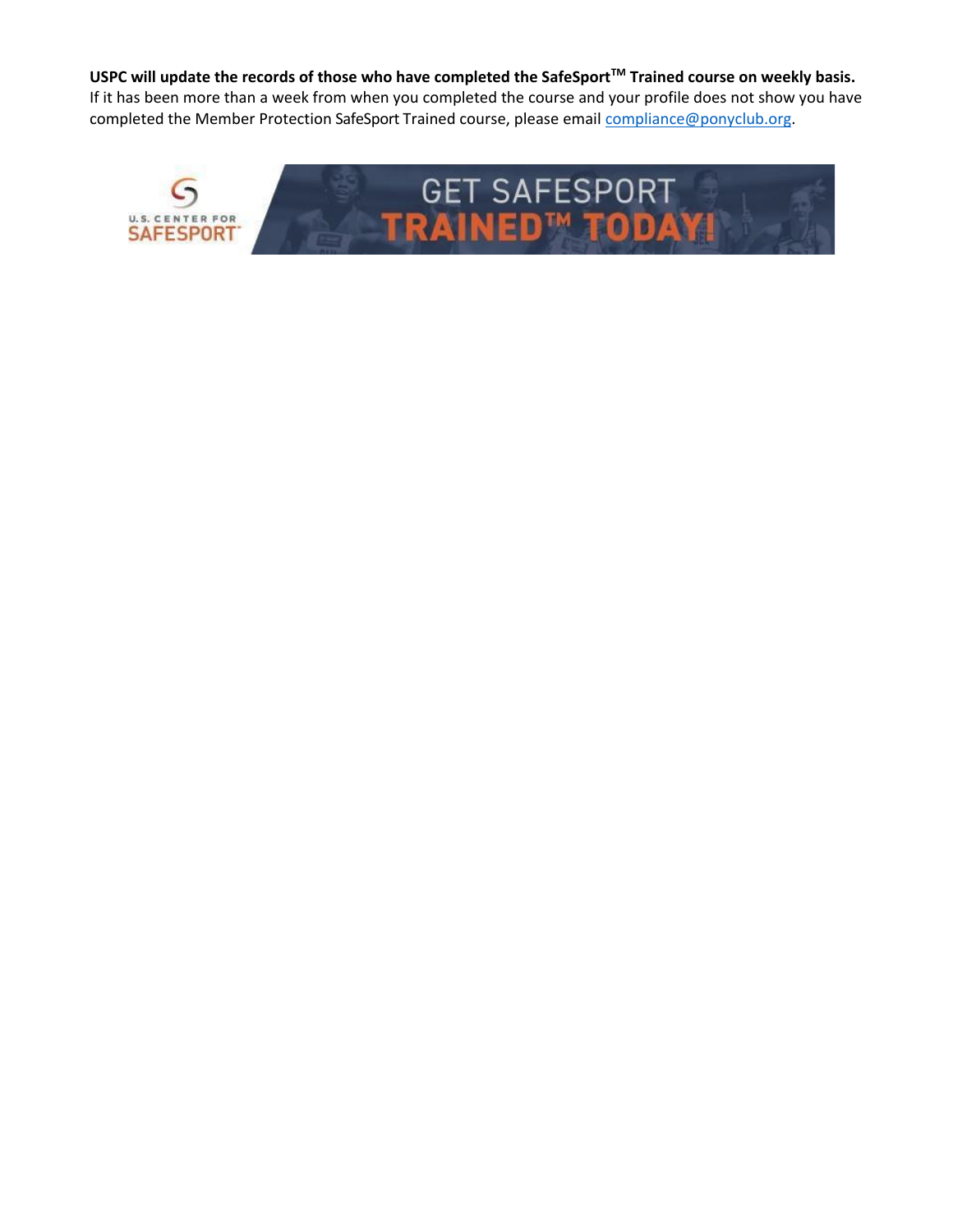**USPC will update the records of those who have completed the SafeSport™ Trained course on weekly basis.**
If it has been more than a week from when you completed the course and your profile does not show you have completed the Member Protection SafeSport Trained course, please email compliance@ponyclub.org.